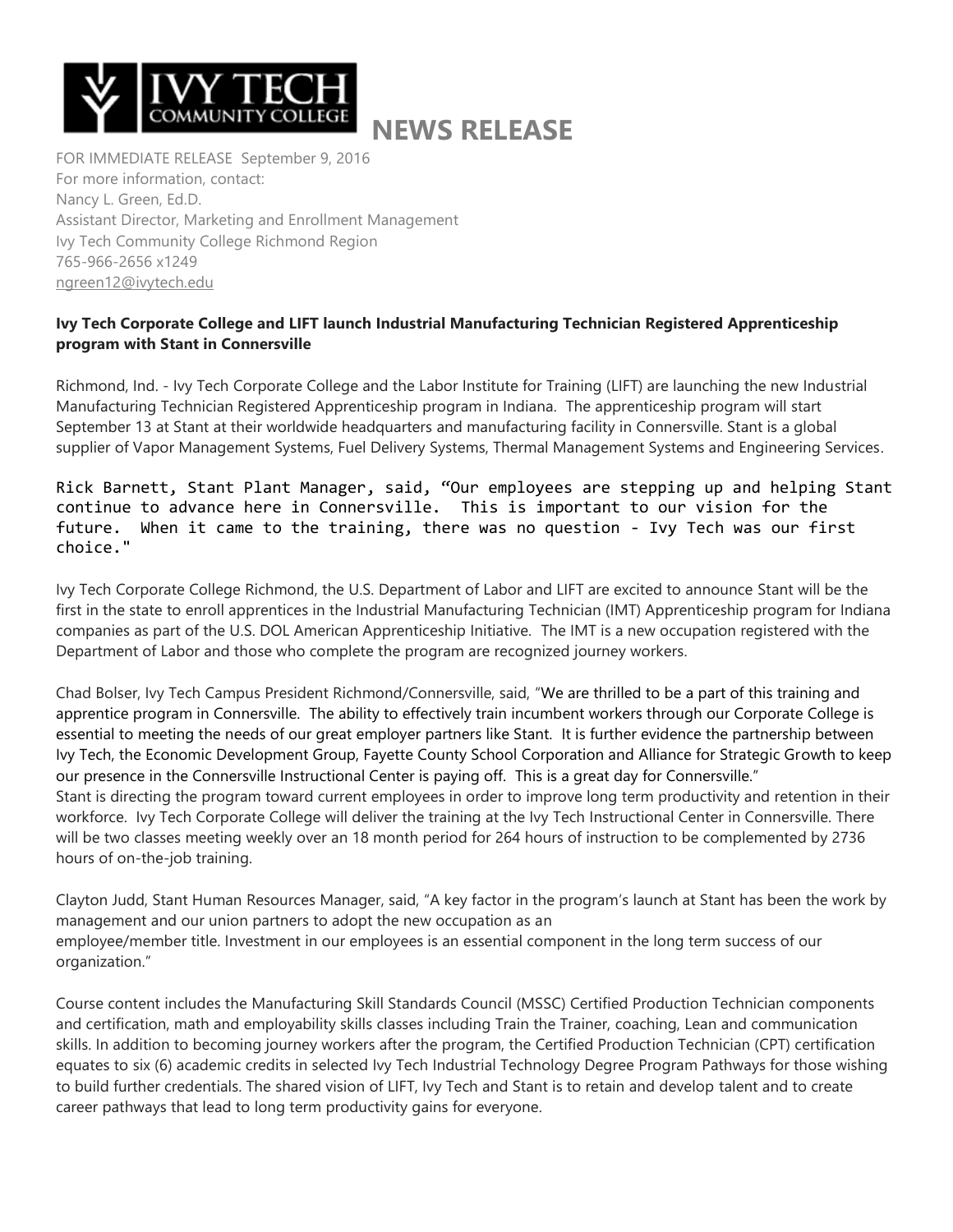# NEWS RELEASE

FOR IMMEDIATE RELEASE September 9, 2016
For more information, contact:
Nancy L. Green, Ed.D.
Assistant Director, Marketing and Enrollment Management
Ivy Tech Community College Richmond Region
765-966-2656 x1249
ngreen12@ivytech.edu

**Ivy Tech Corporate College and LIFT launch Industrial Manufacturing Technician Registered Apprenticeship program with Stant in Connersville**

Richmond, Ind. - Ivy Tech Corporate College and the Labor Institute for Training (LIFT) are launching the new Industrial Manufacturing Technician Registered Apprenticeship program in Indiana. The apprenticeship program will start September 13 at Stant at their worldwide headquarters and manufacturing facility in Connersville. Stant is a global supplier of Vapor Management Systems, Fuel Delivery Systems, Thermal Management Systems and Engineering Services.

Rick Barnett, Stant Plant Manager, said, "Our employees are stepping up and helping Stant continue to advance here in Connersville. This is important to our vision for the future. When it came to the training, there was no question - Ivy Tech was our first choice."

Ivy Tech Corporate College Richmond, the U.S. Department of Labor and LIFT are excited to announce Stant will be the first in the state to enroll apprentices in the Industrial Manufacturing Technician (IMT) Apprenticeship program for Indiana companies as part of the U.S. DOL American Apprenticeship Initiative. The IMT is a new occupation registered with the Department of Labor and those who complete the program are recognized journey workers.

Chad Bolser, Ivy Tech Campus President Richmond/Connersville, said, "We are thrilled to be a part of this training and apprentice program in Connersville. The ability to effectively train incumbent workers through our Corporate College is essential to meeting the needs of our great employer partners like Stant. It is further evidence the partnership between Ivy Tech, the Economic Development Group, Fayette County School Corporation and Alliance for Strategic Growth to keep our presence in the Connersville Instructional Center is paying off. This is a great day for Connersville."

Stant is directing the program toward current employees in order to improve long term productivity and retention in their workforce. Ivy Tech Corporate College will deliver the training at the Ivy Tech Instructional Center in Connersville. There will be two classes meeting weekly over an 18 month period for 264 hours of instruction to be complemented by 2736 hours of on-the-job training.

Clayton Judd, Stant Human Resources Manager, said, "A key factor in the program's launch at Stant has been the work by management and our union partners to adopt the new occupation as an employee/member title. Investment in our employees is an essential component in the long term success of our organization."

Course content includes the Manufacturing Skill Standards Council (MSSC) Certified Production Technician components and certification, math and employability skills classes including Train the Trainer, coaching, Lean and communication skills. In addition to becoming journey workers after the program, the Certified Production Technician (CPT) certification equates to six (6) academic credits in selected Ivy Tech Industrial Technology Degree Program Pathways for those wishing to build further credentials. The shared vision of LIFT, Ivy Tech and Stant is to retain and develop talent and to create career pathways that lead to long term productivity gains for everyone.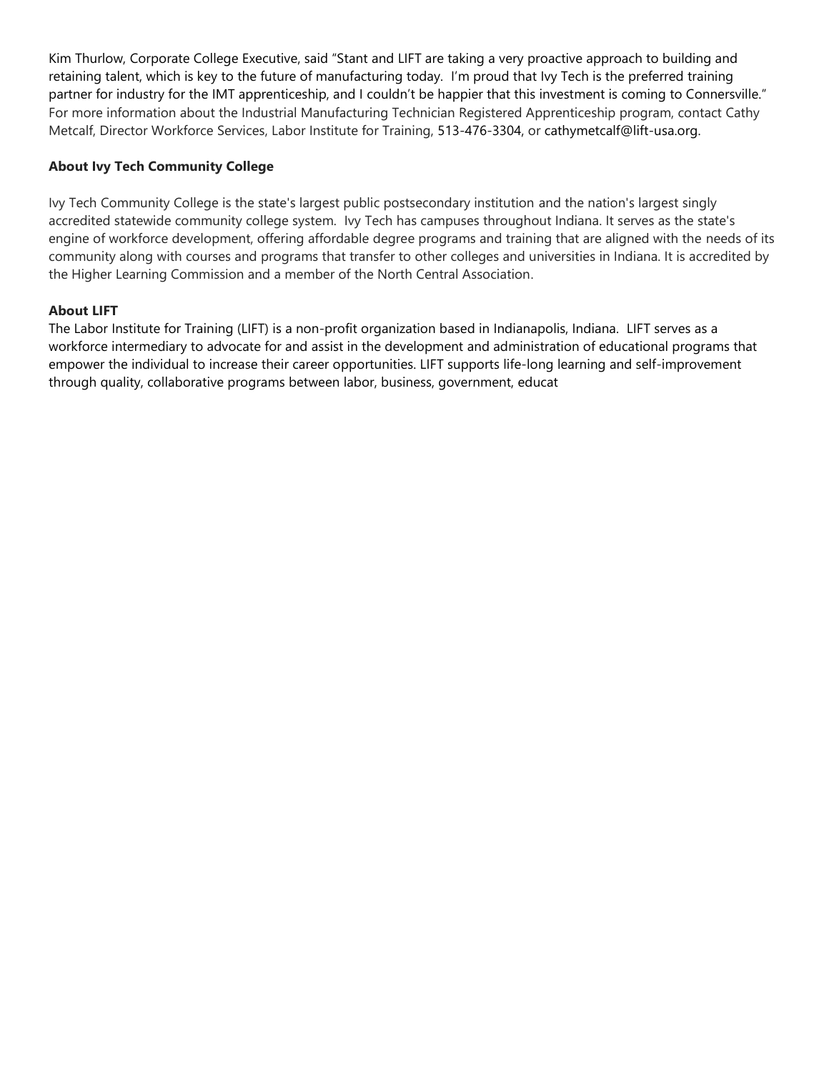Kim Thurlow, Corporate College Executive, said "Stant and LIFT are taking a very proactive approach to building and retaining talent, which is key to the future of manufacturing today. I'm proud that Ivy Tech is the preferred training partner for industry for the IMT apprenticeship, and I couldn't be happier that this investment is coming to Connersville." For more information about the Industrial Manufacturing Technician Registered Apprenticeship program, contact Cathy Metcalf, Director Workforce Services, Labor Institute for Training, 513-476-3304, or cathymetcalf@lift-usa.org.

**About Ivy Tech Community College**

Ivy Tech Community College is the state's largest public postsecondary institution and the nation's largest singly accredited statewide community college system. Ivy Tech has campuses throughout Indiana. It serves as the state's engine of workforce development, offering affordable degree programs and training that are aligned with the needs of its community along with courses and programs that transfer to other colleges and universities in Indiana. It is accredited by the Higher Learning Commission and a member of the North Central Association.

**About LIFT**

The Labor Institute for Training (LIFT) is a non-profit organization based in Indianapolis, Indiana. LIFT serves as a workforce intermediary to advocate for and assist in the development and administration of educational programs that empower the individual to increase their career opportunities. LIFT supports life-long learning and self-improvement through quality, collaborative programs between labor, business, government, educat